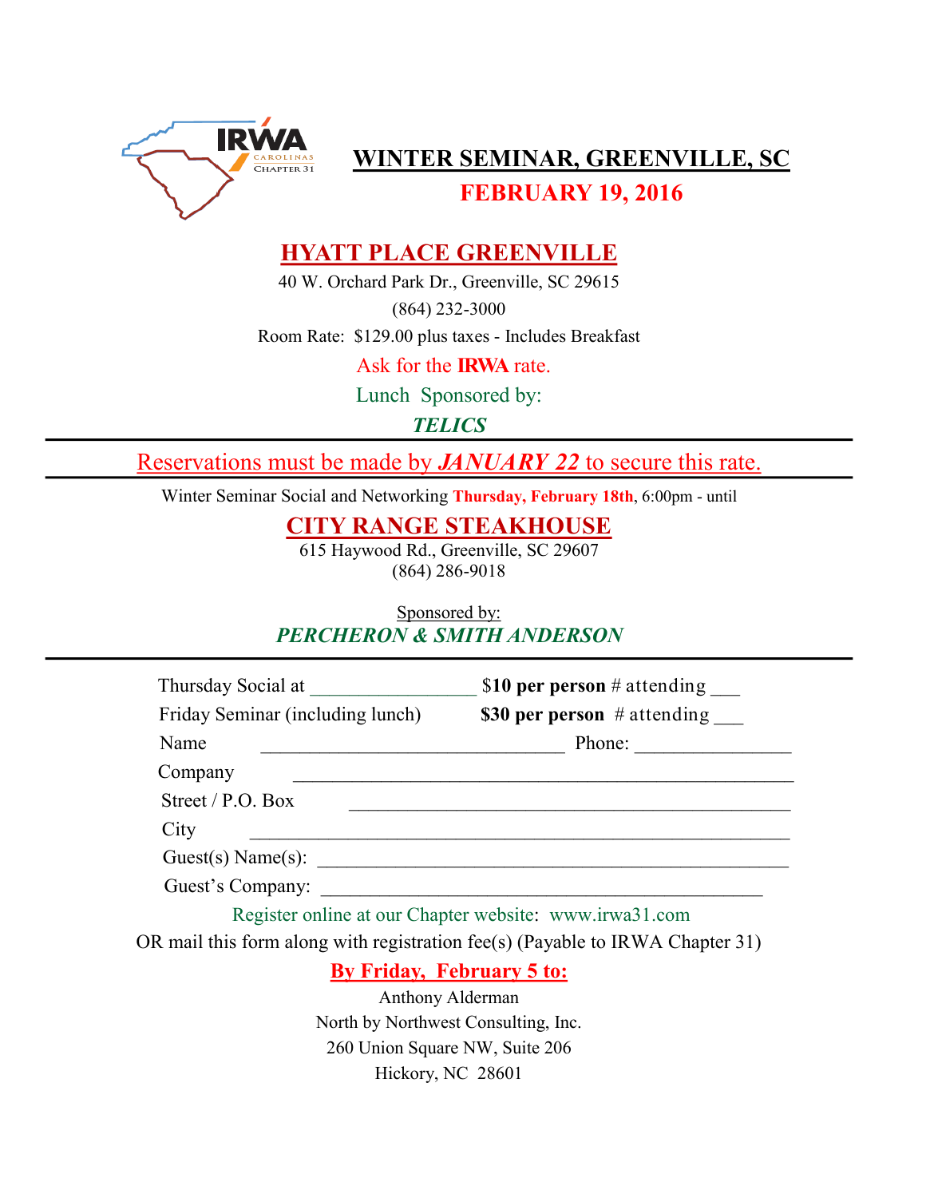IRWA CAROLINAS CHAPTER 31

# WINTER SEMINAR, GREENVILLE, SC

## FEBRUARY 19, 2016

## HYATT PLACE GREENVILLE

40 W. Orchard Park Dr., Greenville, SC 29615

(864) 232-3000

Room Rate: $129.00 plus taxes - Includes Breakfast

Ask for the **IRWA** rate.

Lunch Sponsored by:

***TELICS***

---

Reservations must be made by ***JANUARY 22*** to secure this rate.

---

Winter Seminar Social and Networking **Thursday, February 18th**, 6:00pm - until

## CITY RANGE STEAKHOUSE

615 Haywood Rd., Greenville, SC 29607
(864) 286-9018

Sponsored by:
***PERCHERON & SMITH ANDERSON***

---

Thursday Social at ________________ $**10 per person** # attending ___

Friday Seminar (including lunch) **$30 per person** # attending ___

Name ______________________________ Phone: _______________

Company ___________________________________________________

Street / P.O. Box ____________________________________________

City ______________________________________________________

Guest(s) Name(s): ____________________________________________

Guest's Company: ____________________________________________

Register online at our Chapter website: www.irwa31.com

OR mail this form along with registration fee(s) (Payable to IRWA Chapter 31)

**By Friday, February 5 to:**

Anthony Alderman
North by Northwest Consulting, Inc.
260 Union Square NW, Suite 206
Hickory, NC 28601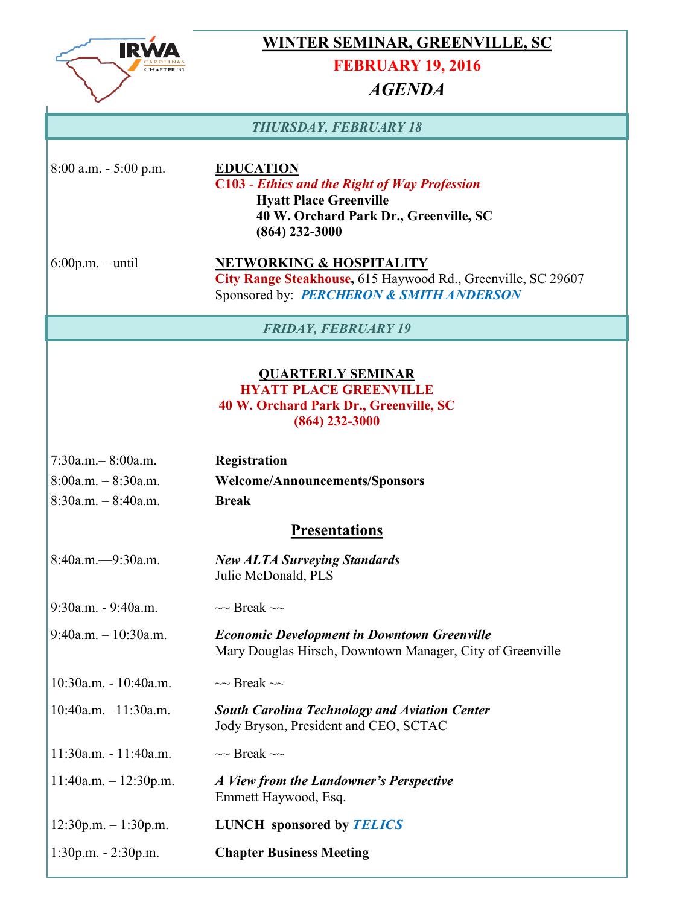# WINTER SEMINAR, GREENVILLE, SC

## FEBRUARY 19, 2016

## *AGENDA*

### *THURSDAY, FEBRUARY 18*

8:00 a.m. - 5:00 p.m. **EDUCATION**
**C103 - *Ethics and the Right of Way Profession***
**Hyatt Place Greenville**
**40 W. Orchard Park Dr., Greenville, SC**
**(864) 232-3000**

6:00p.m. – until **NETWORKING & HOSPITALITY**
**City Range Steakhouse,** 615 Haywood Rd., Greenville, SC 29607
Sponsored by: ***PERCHERON & SMITH ANDERSON***

### *FRIDAY, FEBRUARY 19*

**QUARTERLY SEMINAR**
**HYATT PLACE GREENVILLE**
**40 W. Orchard Park Dr., Greenville, SC**
**(864) 232-3000**

7:30a.m.– 8:00a.m. **Registration**

8:00a.m. – 8:30a.m. **Welcome/Announcements/Sponsors**

8:30a.m. – 8:40a.m. **Break**

## Presentations

8:40a.m.—9:30a.m. ***New ALTA Surveying Standards***
Julie McDonald, PLS

9:30a.m. - 9:40a.m. ~~ Break ~~

9:40a.m. – 10:30a.m. ***Economic Development in Downtown Greenville***
Mary Douglas Hirsch, Downtown Manager, City of Greenville

10:30a.m. - 10:40a.m. ~~ Break ~~

10:40a.m.– 11:30a.m. ***South Carolina Technology and Aviation Center***
Jody Bryson, President and CEO, SCTAC

11:30a.m. - 11:40a.m. ~~ Break ~~

11:40a.m. – 12:30p.m. ***A View from the Landowner's Perspective***
Emmett Haywood, Esq.

12:30p.m. – 1:30p.m. **LUNCH sponsored by *TELICS***

1:30p.m. - 2:30p.m. **Chapter Business Meeting**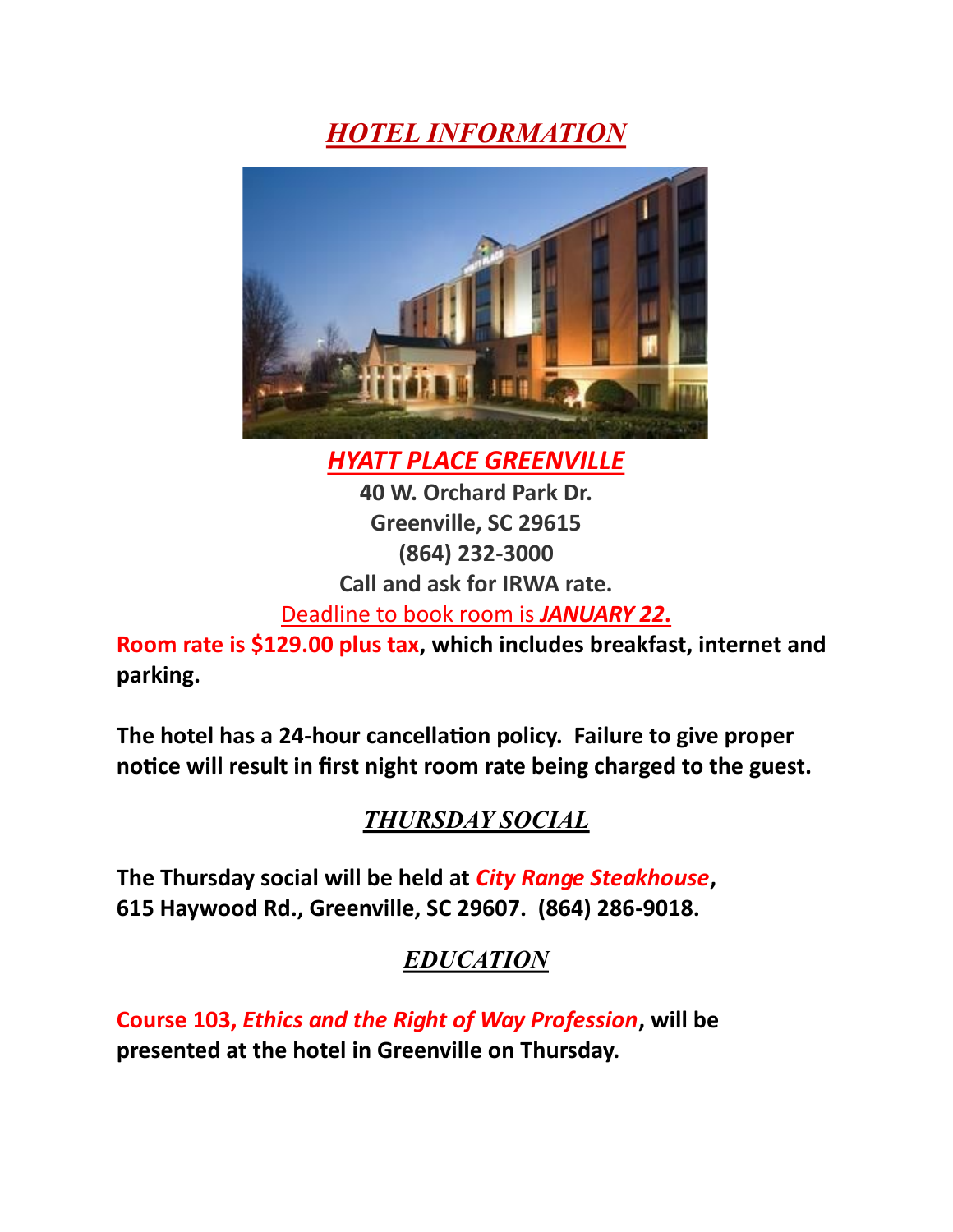# ***HOTEL INFORMATION***

## ***HYATT PLACE GREENVILLE***

**40 W. Orchard Park Dr.**
**Greenville, SC 29615**
**(864) 232-3000**
**Call and ask for IRWA rate.**

Deadline to book room is ***JANUARY 22*****.**

**Room rate is $129.00 plus tax, which includes breakfast, internet and parking.**

**The hotel has a 24-hour cancellation policy. Failure to give proper notice will result in first night room rate being charged to the guest.**

## ***THURSDAY SOCIAL***

**The Thursday social will be held at *City Range Steakhouse*, 615 Haywood Rd., Greenville, SC 29607. (864) 286-9018.**

## ***EDUCATION***

**Course 103, *Ethics and the Right of Way Profession*, will be presented at the hotel in Greenville on Thursday.**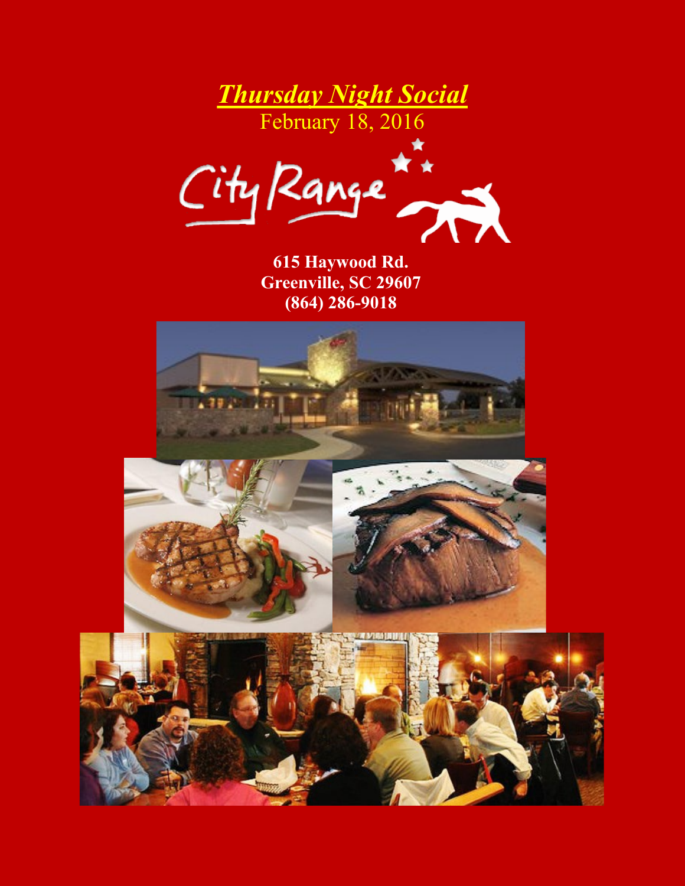***Thursday Night Social***

February 18, 2016

City Range

**615 Haywood Rd.**
**Greenville, SC 29607**
**(864) 286-9018**